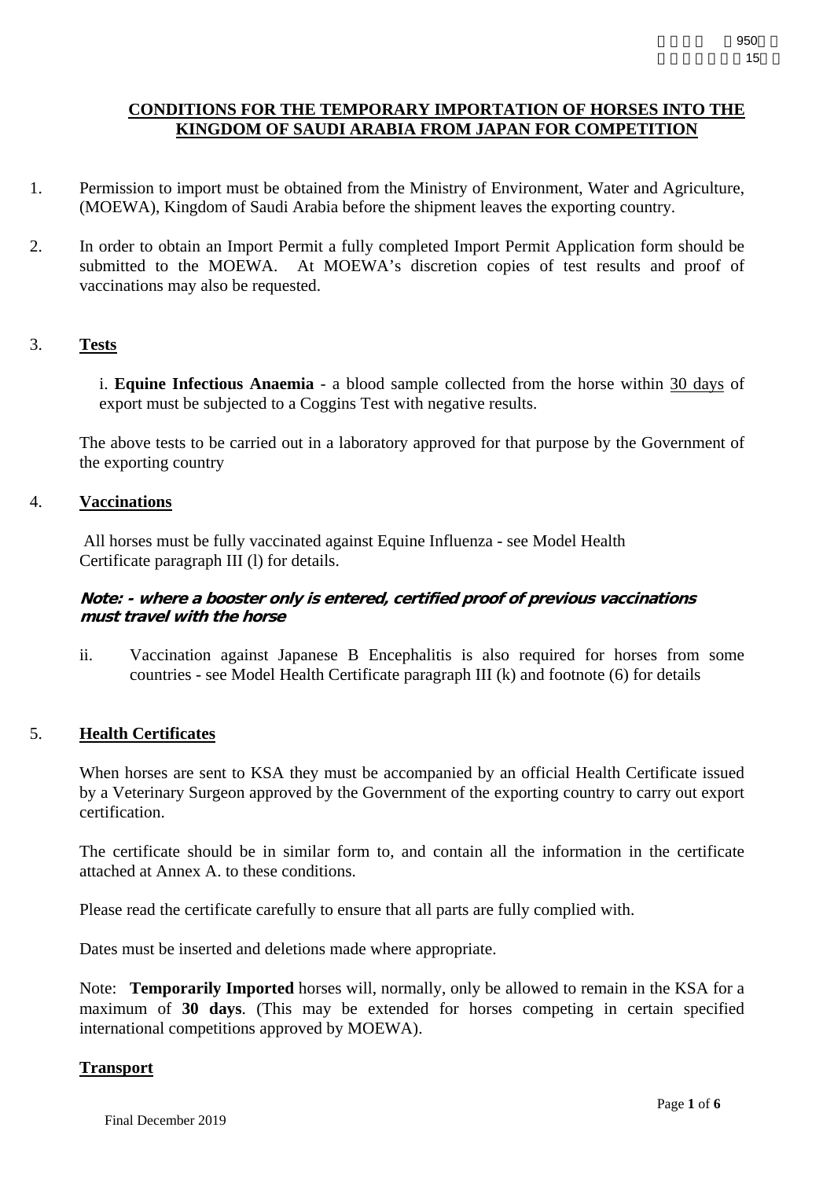## CONDITIONS FOR THE TEMPORARY IMPORTATION OF HORSES INTO THE KINGDOM OF SAUDI ARABIA FROM JAPAN FOR COMPETITION

1. Permission to import must be obtained from the Ministry of Environment, Water and Agriculture, (MOEWA), Kingdom of Saudi Arabia before the shipment leaves the exporting country.

2. In order to obtain an Import Permit a fully completed Import Permit Application form should be submitted to the MOEWA. At MOEWA's discretion copies of test results and proof of vaccinations may also be requested.

3. **Tests**

   i. **Equine Infectious Anaemia** - a blood sample collected from the horse within 30 days of export must be subjected to a Coggins Test with negative results.

   The above tests to be carried out in a laboratory approved for that purpose by the Government of the exporting country

4. **Vaccinations**

   All horses must be fully vaccinated against Equine Influenza - see Model Health Certificate paragraph III (l) for details.

   ***Note: - where a booster only is entered, certified proof of previous vaccinations must travel with the horse***

   ii. Vaccination against Japanese B Encephalitis is also required for horses from some countries - see Model Health Certificate paragraph III (k) and footnote (6) for details

5. **Health Certificates**

   When horses are sent to KSA they must be accompanied by an official Health Certificate issued by a Veterinary Surgeon approved by the Government of the exporting country to carry out export certification.

   The certificate should be in similar form to, and contain all the information in the certificate attached at Annex A. to these conditions.

   Please read the certificate carefully to ensure that all parts are fully complied with.

   Dates must be inserted and deletions made where appropriate.

   Note: **Temporarily Imported** horses will, normally, only be allowed to remain in the KSA for a maximum of **30 days**. (This may be extended for horses competing in certain specified international competitions approved by MOEWA).

**Transport**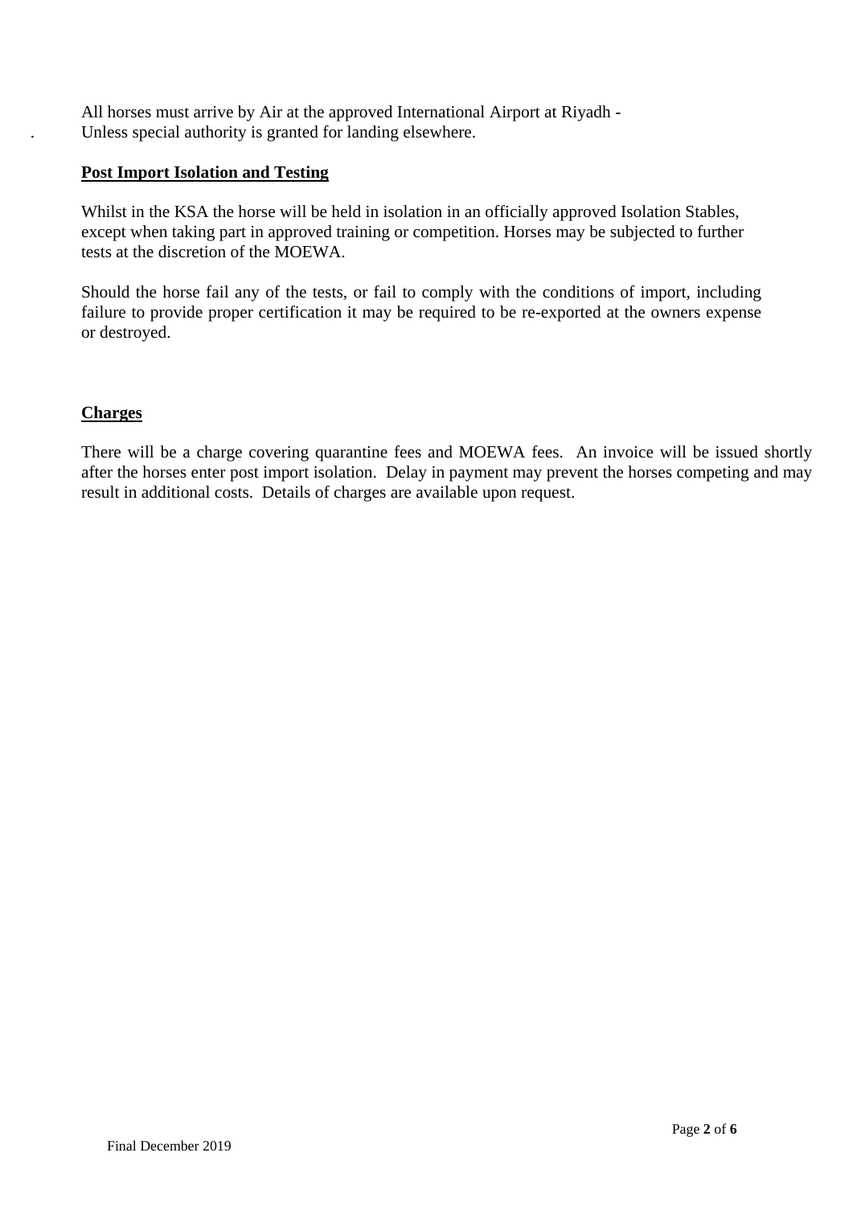All horses must arrive by Air at the approved International Airport at Riyadh - Unless special authority is granted for landing elsewhere.

**Post Import Isolation and Testing**

Whilst in the KSA the horse will be held in isolation in an officially approved Isolation Stables, except when taking part in approved training or competition. Horses may be subjected to further tests at the discretion of the MOEWA.

Should the horse fail any of the tests, or fail to comply with the conditions of import, including failure to provide proper certification it may be required to be re-exported at the owners expense or destroyed.

**Charges**

There will be a charge covering quarantine fees and MOEWA fees. An invoice will be issued shortly after the horses enter post import isolation. Delay in payment may prevent the horses competing and may result in additional costs. Details of charges are available upon request.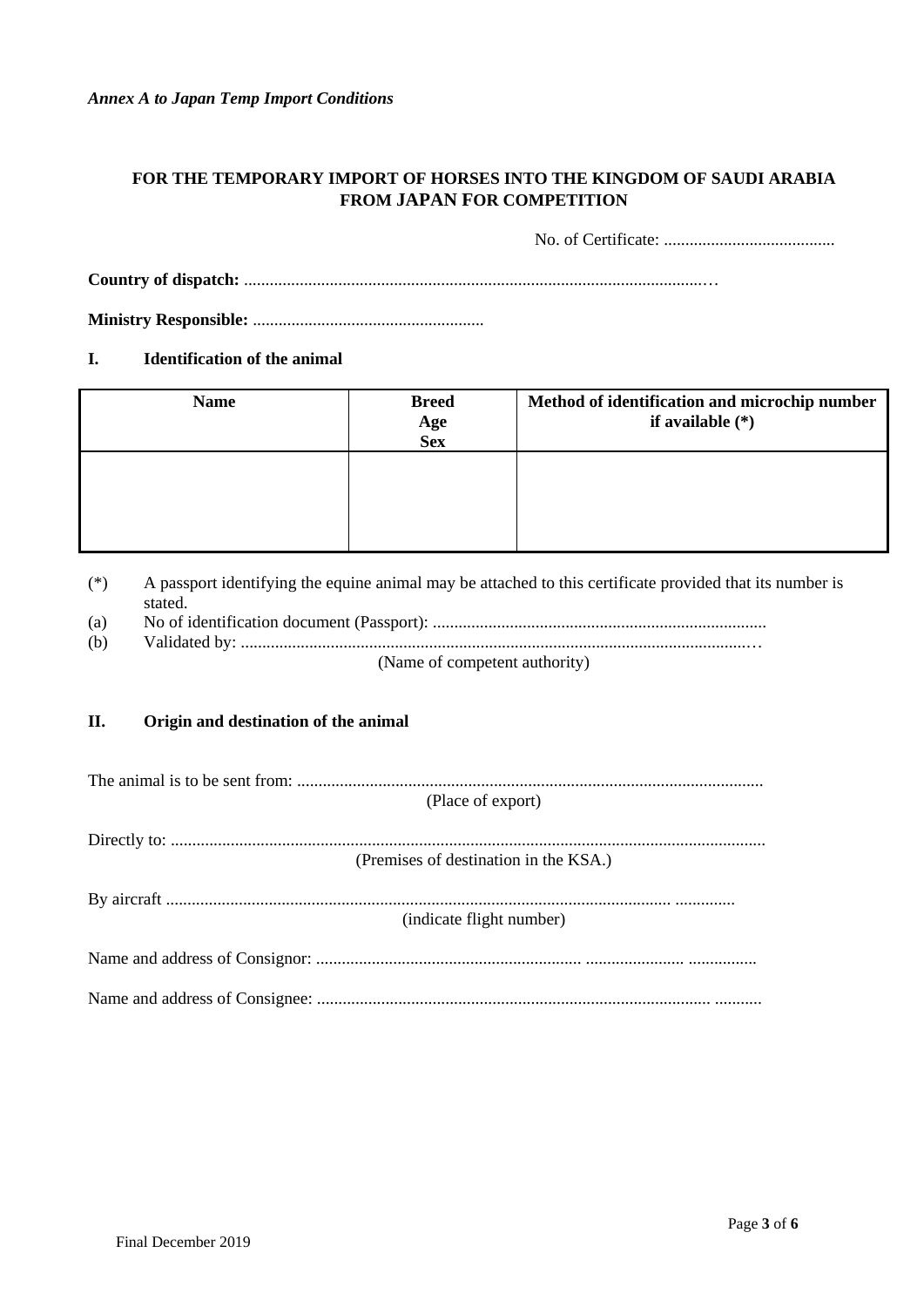*Annex A to Japan Temp Import Conditions*

**FOR THE TEMPORARY IMPORT OF HORSES INTO THE KINGDOM OF SAUDI ARABIA FROM JAPAN FOR COMPETITION**

No. of Certificate: ........................................

**Country of dispatch:** ..............................................................................................................…

**Ministry Responsible:** .....................................................

## I. Identification of the animal

| Name | Breed<br>Age<br>Sex | Method of identification and microchip number if available (*) |
|---|---|---|
| | | |

(*) A passport identifying the equine animal may be attached to this certificate provided that its number is stated.

(a) No of identification document (Passport): .............................................................................

(b) Validated by: .......................................................................................................................…
(Name of competent authority)

## II. Origin and destination of the animal

The animal is to be sent from: ............................................................................................................
(Place of export)

Directly to: ..........................................................................................................................................
(Premises of destination in the KSA.)

By aircraft .................................................................................................................. ..............
(indicate flight number)

Name and address of Consignor: ............................................................... ....................... ................

Name and address of Consignee: .......................................................................................... ...........

Final December 2019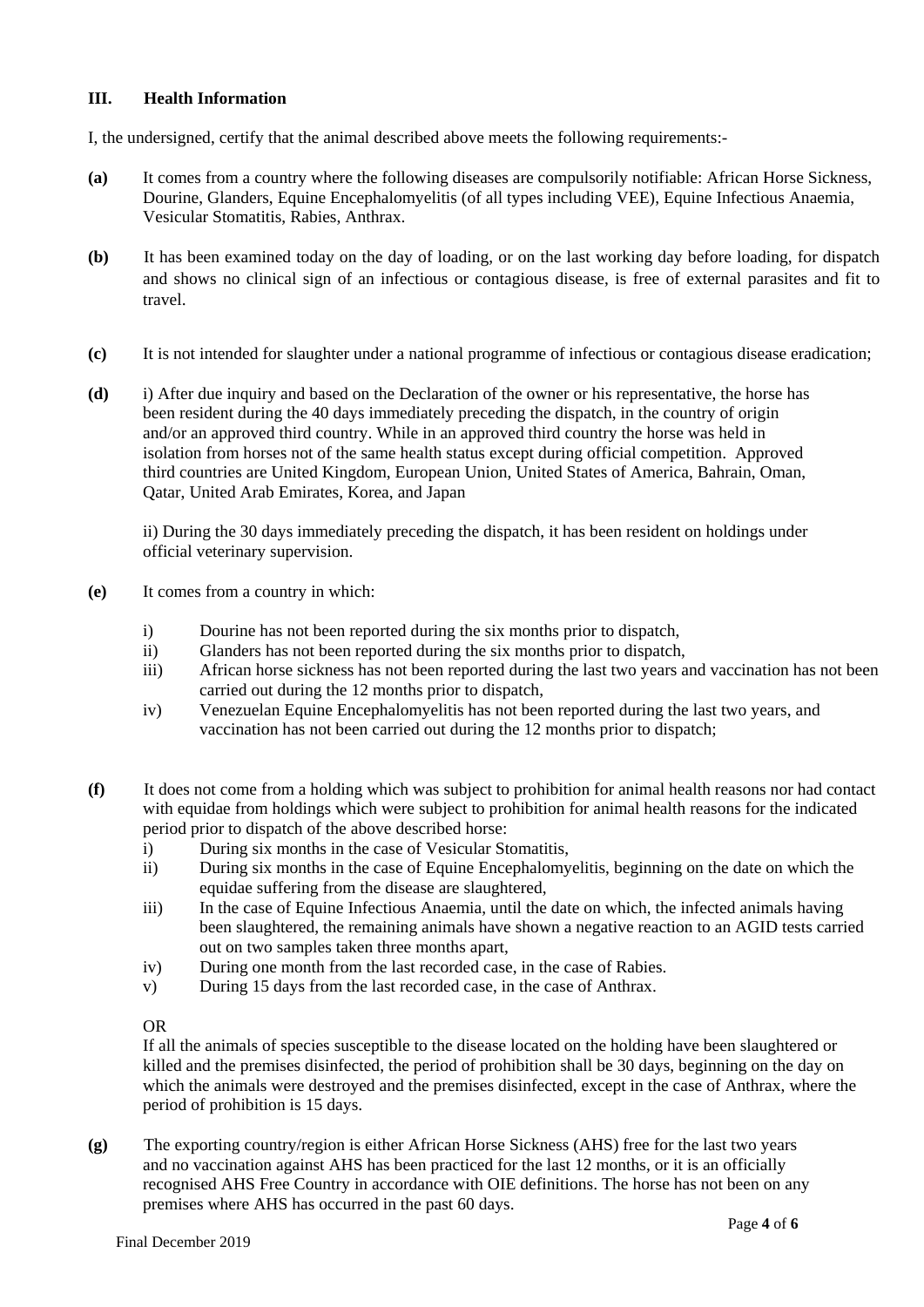## III. Health Information

I, the undersigned, certify that the animal described above meets the following requirements:-

**(a)** It comes from a country where the following diseases are compulsorily notifiable: African Horse Sickness, Dourine, Glanders, Equine Encephalomyelitis (of all types including VEE), Equine Infectious Anaemia, Vesicular Stomatitis, Rabies, Anthrax.

**(b)** It has been examined today on the day of loading, or on the last working day before loading, for dispatch and shows no clinical sign of an infectious or contagious disease, is free of external parasites and fit to travel.

**(c)** It is not intended for slaughter under a national programme of infectious or contagious disease eradication;

**(d)** i) After due inquiry and based on the Declaration of the owner or his representative, the horse has been resident during the 40 days immediately preceding the dispatch, in the country of origin and/or an approved third country. While in an approved third country the horse was held in isolation from horses not of the same health status except during official competition. Approved third countries are United Kingdom, European Union, United States of America, Bahrain, Oman, Qatar, United Arab Emirates, Korea, and Japan

ii) During the 30 days immediately preceding the dispatch, it has been resident on holdings under official veterinary supervision.

**(e)** It comes from a country in which:

- i) Dourine has not been reported during the six months prior to dispatch,
- ii) Glanders has not been reported during the six months prior to dispatch,
- iii) African horse sickness has not been reported during the last two years and vaccination has not been carried out during the 12 months prior to dispatch,
- iv) Venezuelan Equine Encephalomyelitis has not been reported during the last two years, and vaccination has not been carried out during the 12 months prior to dispatch;

**(f)** It does not come from a holding which was subject to prohibition for animal health reasons nor had contact with equidae from holdings which were subject to prohibition for animal health reasons for the indicated period prior to dispatch of the above described horse:

- i) During six months in the case of Vesicular Stomatitis,
- ii) During six months in the case of Equine Encephalomyelitis, beginning on the date on which the equidae suffering from the disease are slaughtered,
- iii) In the case of Equine Infectious Anaemia, until the date on which, the infected animals having been slaughtered, the remaining animals have shown a negative reaction to an AGID tests carried out on two samples taken three months apart,
- iv) During one month from the last recorded case, in the case of Rabies.
- v) During 15 days from the last recorded case, in the case of Anthrax.

OR

If all the animals of species susceptible to the disease located on the holding have been slaughtered or killed and the premises disinfected, the period of prohibition shall be 30 days, beginning on the day on which the animals were destroyed and the premises disinfected, except in the case of Anthrax, where the period of prohibition is 15 days.

**(g)** The exporting country/region is either African Horse Sickness (AHS) free for the last two years and no vaccination against AHS has been practiced for the last 12 months, or it is an officially recognised AHS Free Country in accordance with OIE definitions. The horse has not been on any premises where AHS has occurred in the past 60 days.

Final December 2019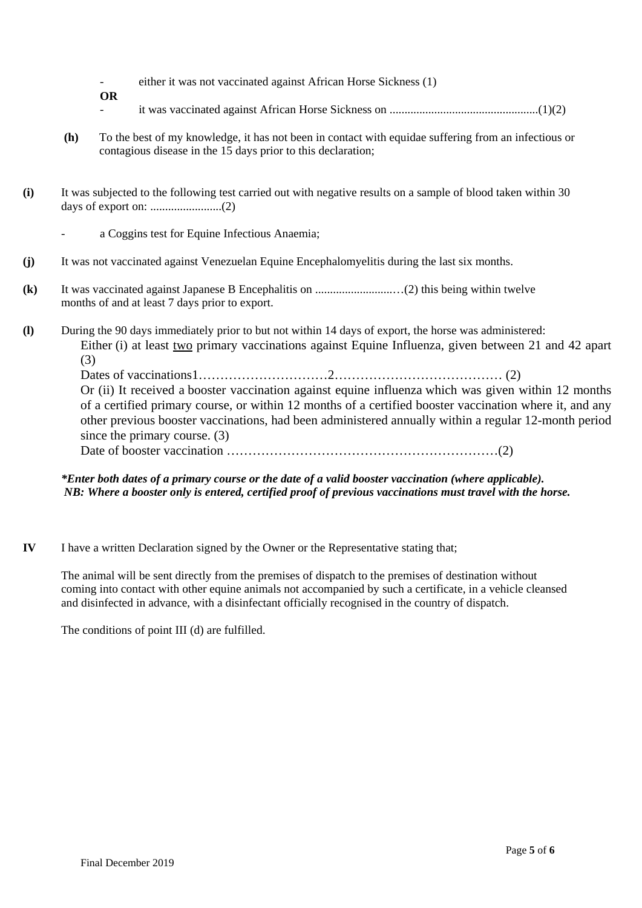- either it was not vaccinated against African Horse Sickness (1)

**OR**

- it was vaccinated against African Horse Sickness on ..................................................(1)(2)

**(h)** To the best of my knowledge, it has not been in contact with equidae suffering from an infectious or contagious disease in the 15 days prior to this declaration;

**(i)** It was subjected to the following test carried out with negative results on a sample of blood taken within 30 days of export on: ........................(2)

- a Coggins test for Equine Infectious Anaemia;

**(j)** It was not vaccinated against Venezuelan Equine Encephalomyelitis during the last six months.

**(k)** It was vaccinated against Japanese B Encephalitis on ...........................…(2) this being within twelve months of and at least 7 days prior to export.

**(l)** During the 90 days immediately prior to but not within 14 days of export, the horse was administered:

Either (i) at least <u>two</u> primary vaccinations against Equine Influenza, given between 21 and 42 apart (3)

Dates of vaccinations1…………………………2………………………………… (2)

Or (ii) It received a booster vaccination against equine influenza which was given within 12 months of a certified primary course, or within 12 months of a certified booster vaccination where it, and any other previous booster vaccinations, had been administered annually within a regular 12-month period since the primary course. (3)

Date of booster vaccination ………………………………………………………(2)

***Enter both dates of a primary course or the date of a valid booster vaccination (where applicable).***
***NB: Where a booster only is entered, certified proof of previous vaccinations must travel with the horse.***

**IV** I have a written Declaration signed by the Owner or the Representative stating that;

The animal will be sent directly from the premises of dispatch to the premises of destination without coming into contact with other equine animals not accompanied by such a certificate, in a vehicle cleansed and disinfected in advance, with a disinfectant officially recognised in the country of dispatch.

The conditions of point III (d) are fulfilled.

Final December 2019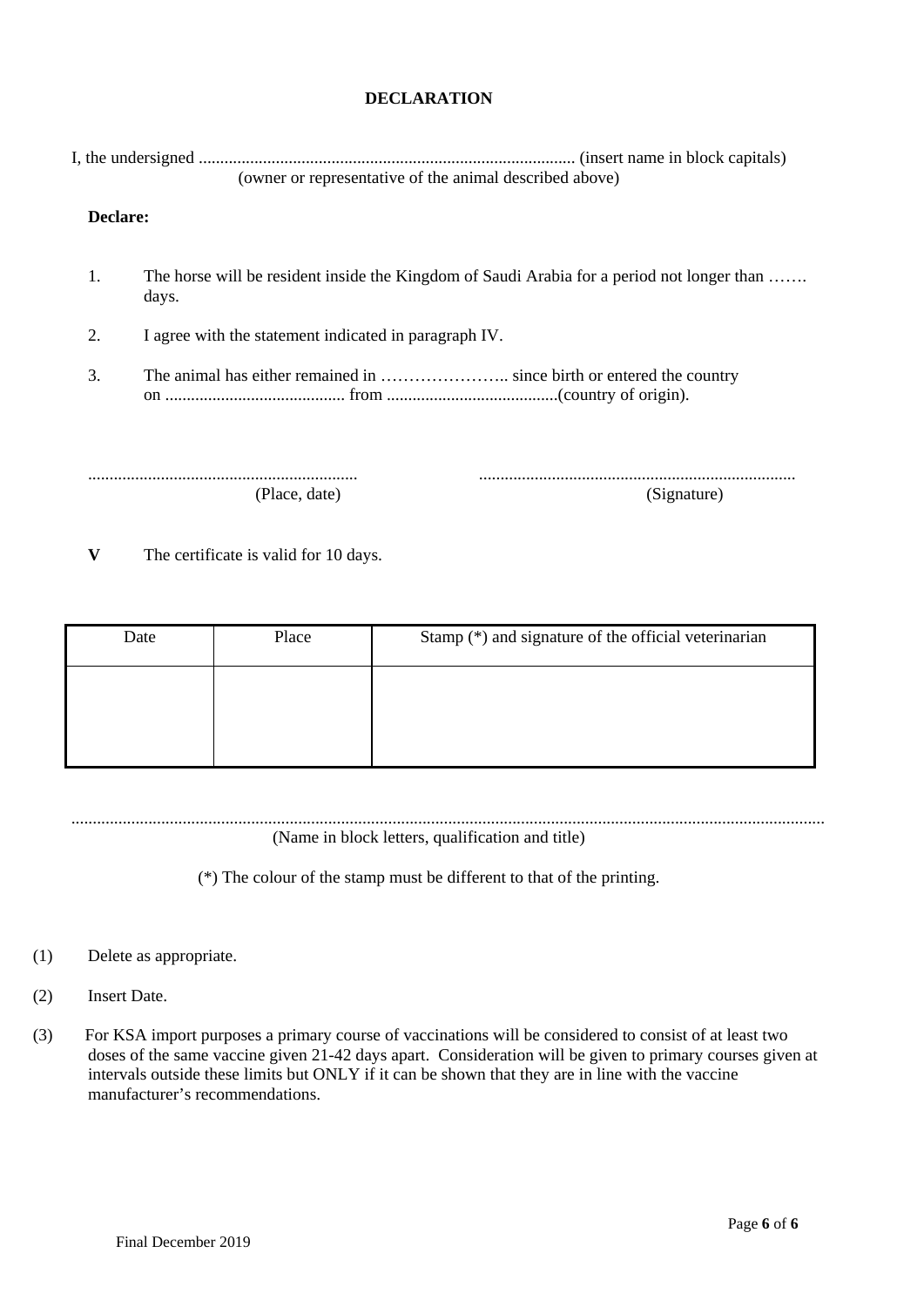**DECLARATION**

I, the undersigned ....................................................................................... (insert name in block capitals)
(owner or representative of the animal described above)

**Declare:**

1. The horse will be resident inside the Kingdom of Saudi Arabia for a period not longer than ……. days.

2. I agree with the statement indicated in paragraph IV.

3. The animal has either remained in ………………….. since birth or entered the country on .......................................... from ........................................(country of origin).

.............................................................. (Place, date)

......................................................................... (Signature)

**V** The certificate is valid for 10 days.

| Date | Place | Stamp (*) and signature of the official veterinarian |
|---|---|---|
| | | |

.............................................................................................................................................................
(Name in block letters, qualification and title)

(*) The colour of the stamp must be different to that of the printing.

(1) Delete as appropriate.

(2) Insert Date.

(3) For KSA import purposes a primary course of vaccinations will be considered to consist of at least two doses of the same vaccine given 21-42 days apart. Consideration will be given to primary courses given at intervals outside these limits but ONLY if it can be shown that they are in line with the vaccine manufacturer's recommendations.

Final December 2019